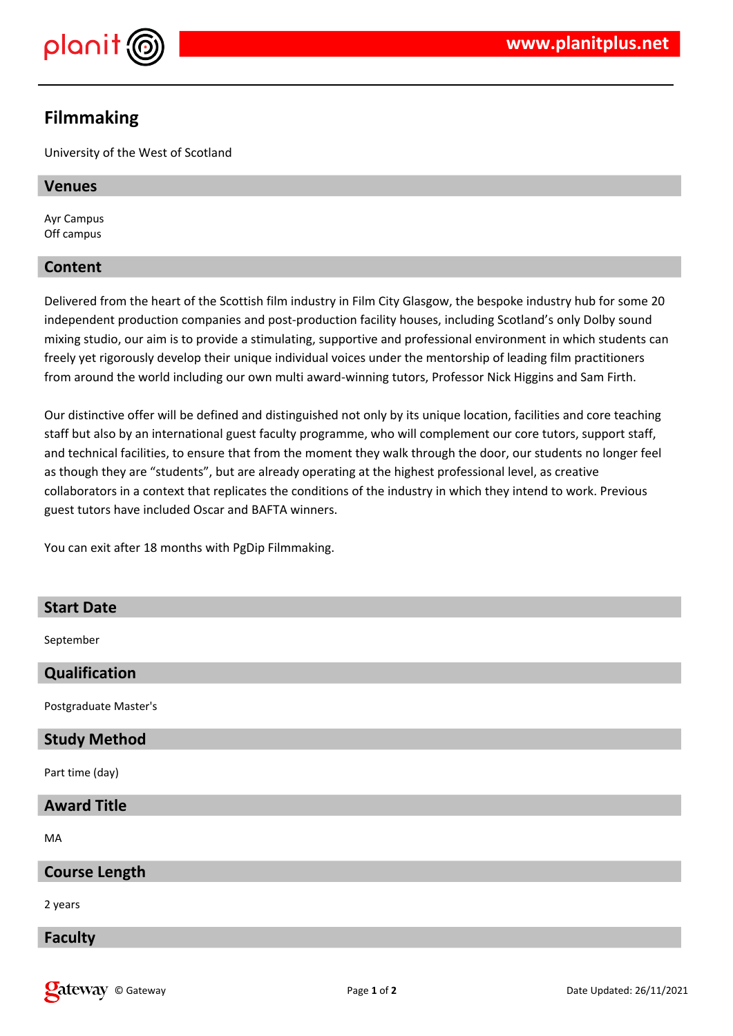# Filmmaking

University of the West of Scotland

## Venues

Ayr Campus
Off campus

## Content

Delivered from the heart of the Scottish film industry in Film City Glasgow, the bespoke industry hub for some 20 independent production companies and post-production facility houses, including Scotland's only Dolby sound mixing studio, our aim is to provide a stimulating, supportive and professional environment in which students can freely yet rigorously develop their unique individual voices under the mentorship of leading film practitioners from around the world including our own multi award-winning tutors, Professor Nick Higgins and Sam Firth.

Our distinctive offer will be defined and distinguished not only by its unique location, facilities and core teaching staff but also by an international guest faculty programme, who will complement our core tutors, support staff, and technical facilities, to ensure that from the moment they walk through the door, our students no longer feel as though they are "students", but are already operating at the highest professional level, as creative collaborators in a context that replicates the conditions of the industry in which they intend to work. Previous guest tutors have included Oscar and BAFTA winners.

You can exit after 18 months with PgDip Filmmaking.

## Start Date

September

## Qualification

Postgraduate Master's

## Study Method

Part time (day)

## Award Title

MA

## Course Length

2 years

## Faculty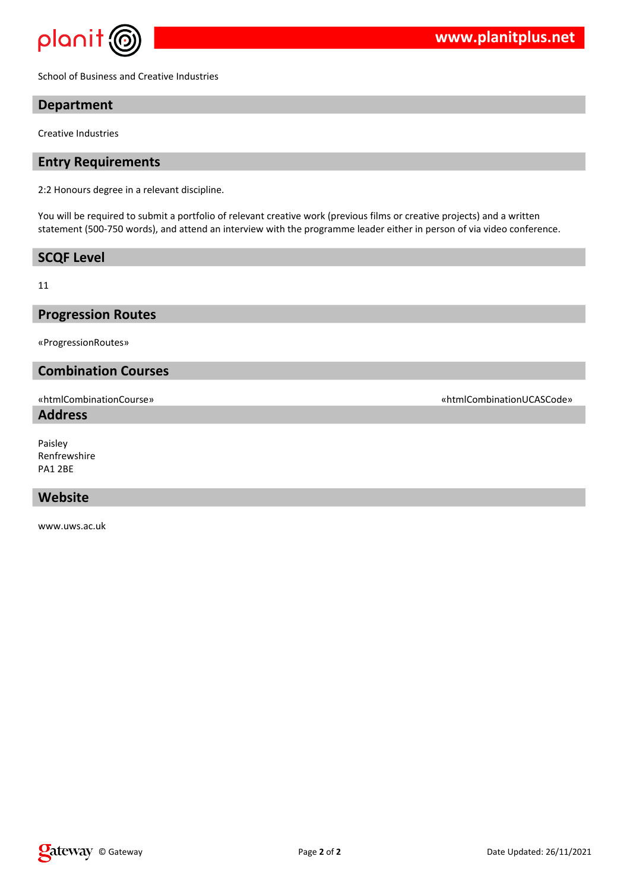School of Business and Creative Industries

## Department

Creative Industries

## Entry Requirements

2:2 Honours degree in a relevant discipline.

You will be required to submit a portfolio of relevant creative work (previous films or creative projects) and a written statement (500-750 words), and attend an interview with the programme leader either in person of via video conference.

## SCQF Level

11

## Progression Routes

«ProgressionRoutes»

## Combination Courses

«htmlCombinationCourse» «htmlCombinationUCASCode»

## Address

Paisley
Renfrewshire
PA1 2BE

## Website

www.uws.ac.uk